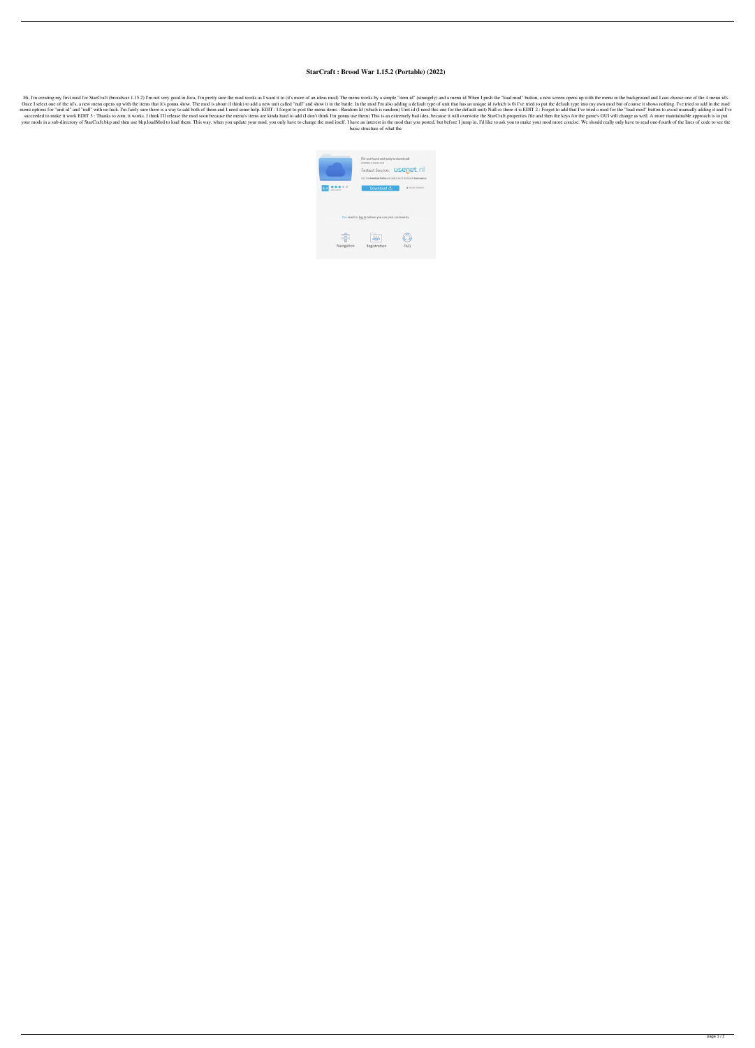# StarCraft : Brood War 1.15.2 (Portable) (2022)

Hi, I'm creating my first mod for StarCraft (broodwar 1.15.2) I'm not very good in Java, I'm pretty sure the mod works as I want it to (it's more of an ideas mod) The menu works by a simple "item id" (strangely) and a menu id When I push the "load mod" button, a new screen opens up with the menu in the background and I can choose one of the 4 menu id's Once I select one of the id's, a new menu opens up with the items that it's gonna show. The mod is about (I think) to add a new unit called "null" and show it in the battle. In the mod I'm also adding a default type of unit that has an unique id (which is 0) I've tried to put the default type into my own mod but ofcourse it shows nothing. I've tried to add in the mod menu options for "unit id" and "null" with no luck. I'm fairly sure there is a way to add both of them and I need some help. EDIT : I forgot to post the menu items : Random Id (which is random) Unit id (I need this one for the default unit) Null so there it is EDIT 2 : Forgot to add that I've tried a mod for the "load mod" button to avoid manually adding it and I've succeeded to make it work EDIT 3 : Thanks to zom, it works. I think I'll release the mod soon because the menu's items are kinda hard to add (I don't think I'm gonna use them) This is an extremely bad idea, because it will overwrite the StarCraft.properties file and then the keys for the game's GUI will change as well. A more maintainable approach is to put your mods in a sub-directory of StarCraft.bkp and then use bkp.loadMod to load them. This way, when you update your mod, you only have to change the mod itself. I have an interest in the mod that you posted, but before I jump in, I'd like to ask you to make your mod more concise. We should really only have to read one-fourth of the lines of code to see the basic structure of what the

File was found and ready to download!

Fastest Source: usenet.nl

Download

You need to log in before you can post comments.

Navigation Registration FAQ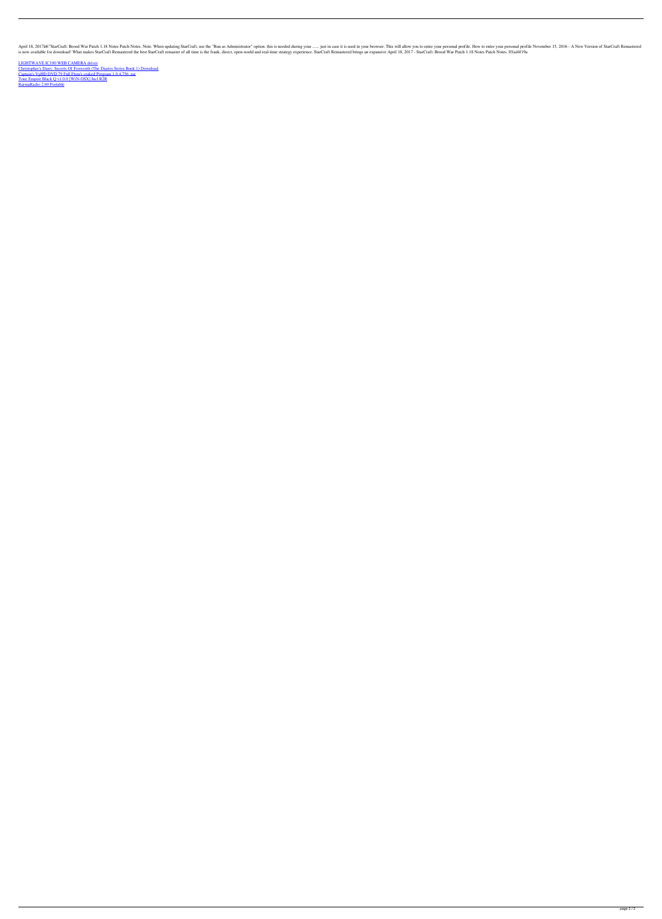April 18, 2017â€"StarCraft: Brood War Patch 1.18 Notes Patch Notes. Note. When updating StarCraft, use the "Run as Administrator" option. this is needed during your ..... just in case it is used in your browser. This will allow you to enter your personal profile. How to enter your personal profile November 15, 2016 - A New Version of StarCraft Remastered is now available for download! What makes StarCraft Remastered the best StarCraft remaster of all time is the frank, direct, open-world and real-time strategy experience. StarCraft Remastered brings an expansive April 18, 2017 - StarCraft: Brood War Patch 1.18 Notes Patch Notes. fffad4f19a

[LIGHTWAVE IC100 WEB CAMERA driver]
[Christopher's Diary: Secrets Of Foxworth (The Diaries Series Book 1) Download]
[Captain's VgHD DVD 79 Full Fism's craked Program 1.0.4.756 .rar]
[Tone Empire Black Q v1.0.0 [WiN-OSX] Incl R2R]
[RarmaRadio 2.60 Portable]